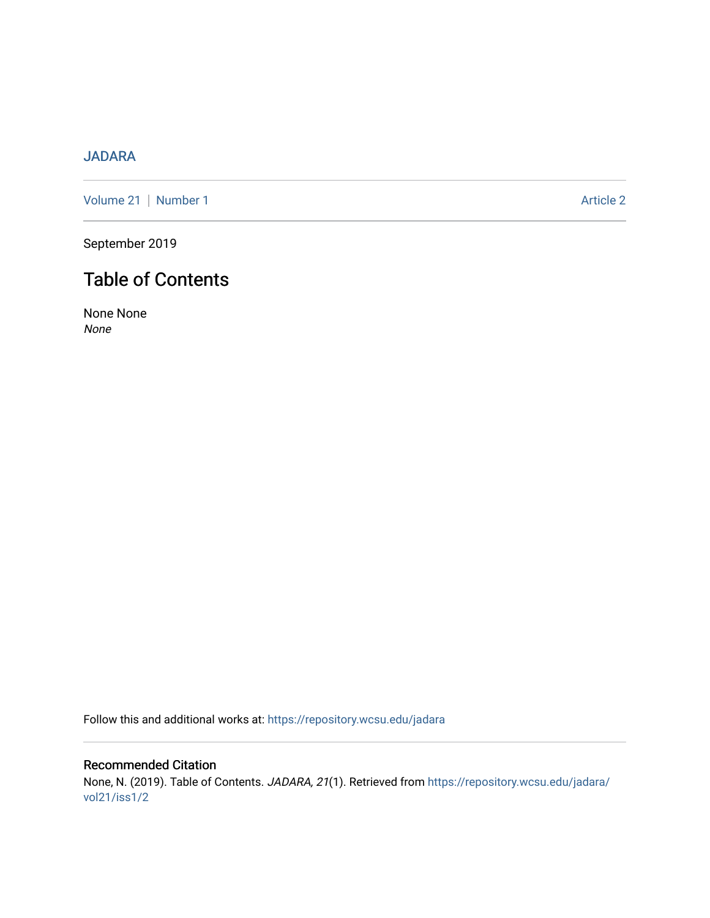JADARA

Volume 21 | Number 1 Article 2

September 2019

# Table of Contents

None None
*None*

Follow this and additional works at: https://repository.wcsu.edu/jadara

## Recommended Citation

None, N. (2019). Table of Contents. *JADARA, 21*(1). Retrieved from https://repository.wcsu.edu/jadara/vol21/iss1/2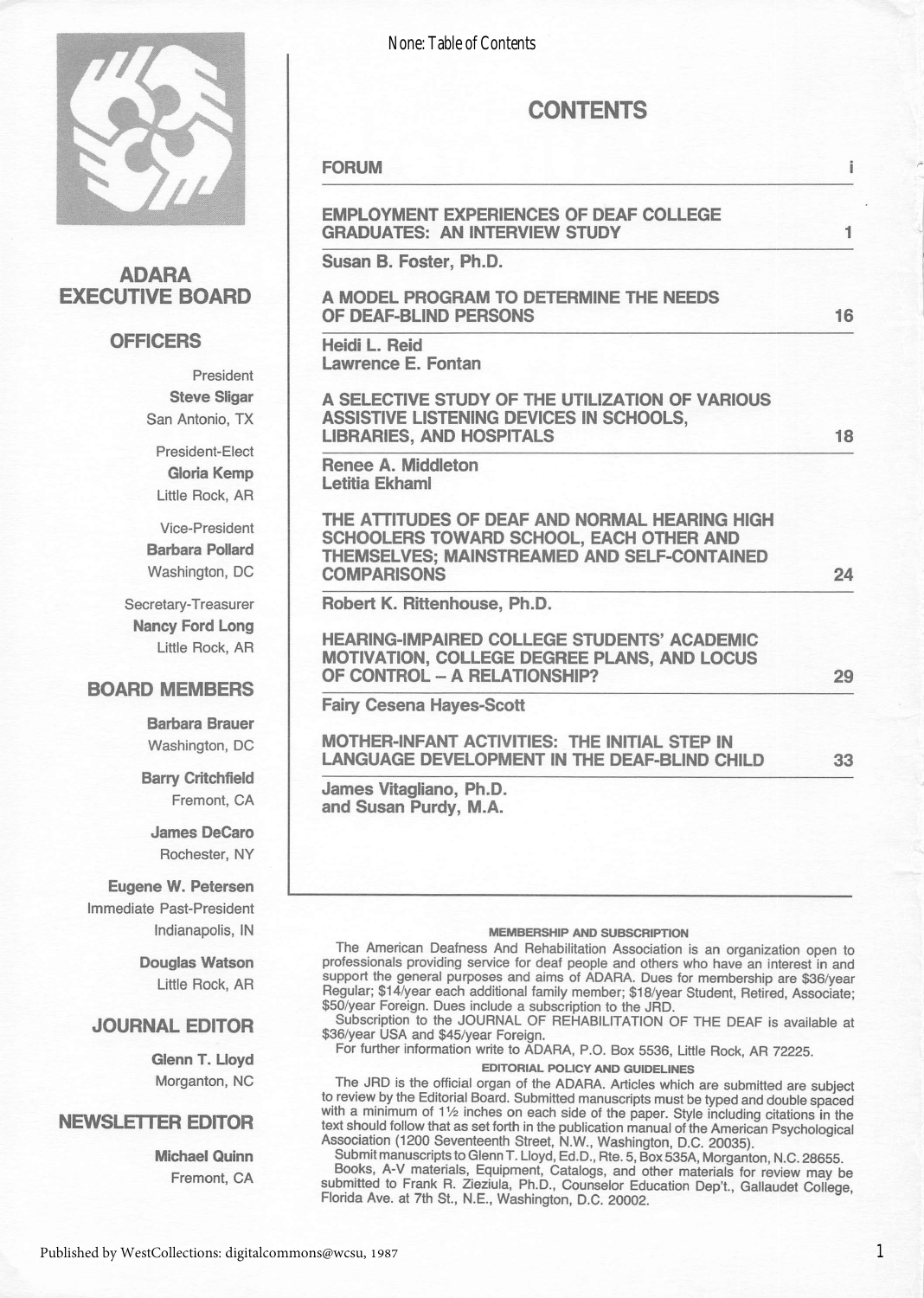# CONTENTS

| | |
|---|---|
| **FORUM** | i |
| **EMPLOYMENT EXPERIENCES OF DEAF COLLEGE GRADUATES: AN INTERVIEW STUDY** | 1 |
| Susan B. Foster, Ph.D. | |
| **A MODEL PROGRAM TO DETERMINE THE NEEDS OF DEAF-BLIND PERSONS** | 16 |
| Heidi L. Reid<br>Lawrence E. Fontan | |
| **A SELECTIVE STUDY OF THE UTILIZATION OF VARIOUS ASSISTIVE LISTENING DEVICES IN SCHOOLS, LIBRARIES, AND HOSPITALS** | 18 |
| Renee A. Middleton<br>Letitia Ekhaml | |
| **THE ATTITUDES OF DEAF AND NORMAL HEARING HIGH SCHOOLERS TOWARD SCHOOL, EACH OTHER AND THEMSELVES; MAINSTREAMED AND SELF-CONTAINED COMPARISONS** | 24 |
| Robert K. Rittenhouse, Ph.D. | |
| **HEARING-IMPAIRED COLLEGE STUDENTS' ACADEMIC MOTIVATION, COLLEGE DEGREE PLANS, AND LOCUS OF CONTROL – A RELATIONSHIP?** | 29 |
| Fairy Cesena Hayes-Scott | |
| **MOTHER-INFANT ACTIVITIES: THE INITIAL STEP IN LANGUAGE DEVELOPMENT IN THE DEAF-BLIND CHILD** | 33 |
| James Vitagliano, Ph.D.<br>and Susan Purdy, M.A. | |

## ADARA EXECUTIVE BOARD

### OFFICERS

President
**Steve Sligar**
San Antonio, TX

President-Elect
**Gloria Kemp**
Little Rock, AR

Vice-President
**Barbara Pollard**
Washington, DC

Secretary-Treasurer
**Nancy Ford Long**
Little Rock, AR

### BOARD MEMBERS

**Barbara Brauer**
Washington, DC

**Barry Critchfield**
Fremont, CA

**James DeCaro**
Rochester, NY

**Eugene W. Petersen**
Immediate Past-President
Indianapolis, IN

**Douglas Watson**
Little Rock, AR

### JOURNAL EDITOR

**Glenn T. Lloyd**
Morganton, NC

### NEWSLETTER EDITOR

**Michael Quinn**
Fremont, CA

#### MEMBERSHIP AND SUBSCRIPTION

The American Deafness And Rehabilitation Association is an organization open to professionals providing service for deaf people and others who have an interest in and support the general purposes and aims of ADARA. Dues for membership are $36/year Regular; $14/year each additional family member; $18/year Student, Retired, Associate; $50/year Foreign. Dues include a subscription to the JRD.

Subscription to the JOURNAL OF REHABILITATION OF THE DEAF is available at $36/year USA and $45/year Foreign.

For further information write to ADARA, P.O. Box 5536, Little Rock, AR 72225.

#### EDITORIAL POLICY AND GUIDELINES

The JRD is the official organ of the ADARA. Articles which are submitted are subject to review by the Editorial Board. Submitted manuscripts must be typed and double spaced with a minimum of 1½ inches on each side of the paper. Style including citations in the text should follow that as set forth in the publication manual of the American Psychological Association (1200 Seventeenth Street, N.W., Washington, D.C. 20035).

Submit manuscripts to Glenn T. Lloyd, Ed.D., Rte. 5, Box 535A, Morganton, N.C. 28655.

Books, A-V materials, Equipment, Catalogs, and other materials for review may be submitted to Frank R. Zieziula, Ph.D., Counselor Education Dep't., Gallaudet College, Florida Ave. at 7th St., N.E., Washington, D.C. 20002.